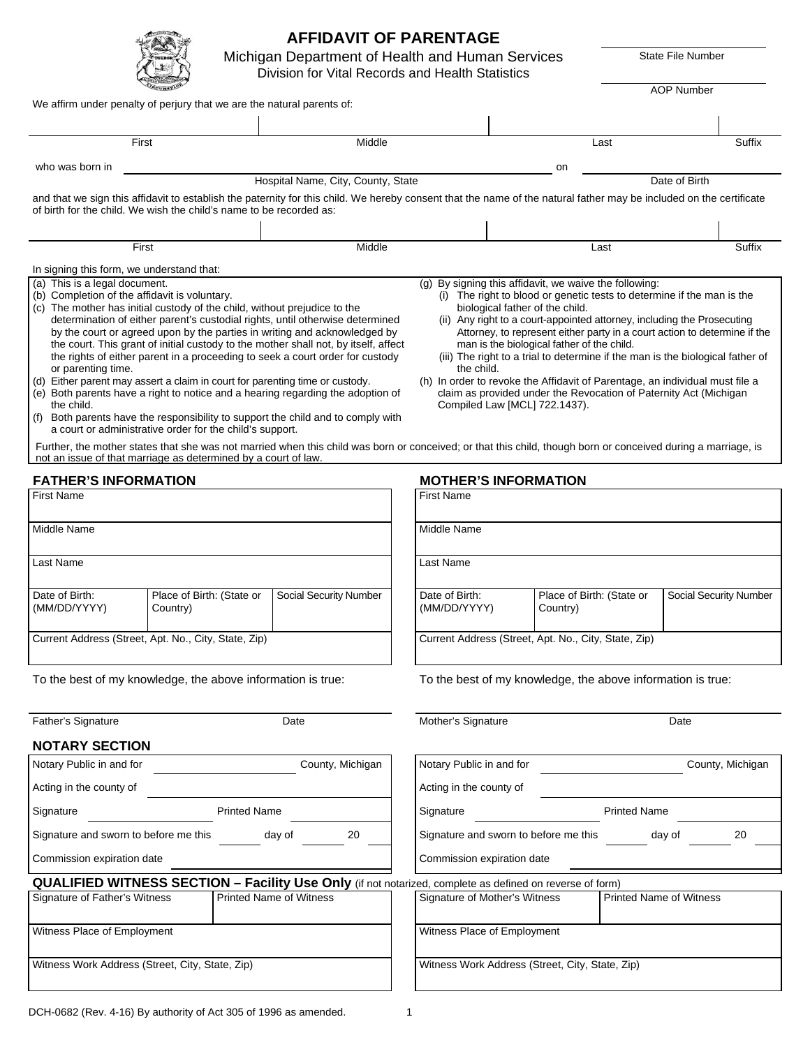# AFFIDAVIT OF PARENTAGE

Michigan Department of Health and Human Services
Division for Vital Records and Health Statistics

State File Number

AOP Number

We affirm under penalty of perjury that we are the natural parents of:

| First | Middle | Last | Suffix |
|---|---|---|---|
| | | | |

who was born in ______________________ (Hospital Name, City, County, State) on ______________ (Date of Birth)

and that we sign this affidavit to establish the paternity for this child. We hereby consent that the name of the natural father may be included on the certificate of birth for the child. We wish the child's name to be recorded as:

| First | Middle | Last | Suffix |
|---|---|---|---|
| | | | |

In signing this form, we understand that:

(a) This is a legal document.
(b) Completion of the affidavit is voluntary.
(c) The mother has initial custody of the child, without prejudice to the determination of either parent's custodial rights, until otherwise determined by the court or agreed upon by the parties in writing and acknowledged by the court. This grant of initial custody to the mother shall not, by itself, affect the rights of either parent in a proceeding to seek a court order for custody or parenting time.
(d) Either parent may assert a claim in court for parenting time or custody.
(e) Both parents have a right to notice and a hearing regarding the adoption of the child.
(f) Both parents have the responsibility to support the child and to comply with a court or administrative order for the child's support.
(g) By signing this affidavit, we waive the following:
   (i) The right to blood or genetic tests to determine if the man is the biological father of the child.
   (ii) Any right to a court-appointed attorney, including the Prosecuting Attorney, to represent either party in a court action to determine if the man is the biological father of the child.
   (iii) The right to a trial to determine if the man is the biological father of the child.
(h) In order to revoke the Affidavit of Parentage, an individual must file a claim as provided under the Revocation of Paternity Act (Michigan Compiled Law [MCL] 722.1437).

Further, the mother states that she was not married when this child was born or conceived; or that this child, though born or conceived during a marriage, is not an issue of that marriage as determined by a court of law.

## FATHER'S INFORMATION

| First Name | | |
|---|---|---|
| Middle Name | | |
| Last Name | | |
| Date of Birth: (MM/DD/YYYY) | Place of Birth: (State or Country) | Social Security Number |
| Current Address (Street, Apt. No., City, State, Zip) | | |

To the best of my knowledge, the above information is true:

Father's Signature ______________ Date ______________

## MOTHER'S INFORMATION

| First Name | | |
|---|---|---|
| Middle Name | | |
| Last Name | | |
| Date of Birth: (MM/DD/YYYY) | Place of Birth: (State or Country) | Social Security Number |
| Current Address (Street, Apt. No., City, State, Zip) | | |

To the best of my knowledge, the above information is true:

Mother's Signature ______________ Date ______________

## NOTARY SECTION

| Father | Mother |
|---|---|
| Notary Public in and for ______ County, Michigan | Notary Public in and for ______ County, Michigan |
| Acting in the county of ______ | Acting in the county of ______ |
| Signature ______ Printed Name ______ | Signature ______ Printed Name ______ |
| Signature and sworn to before me this ____ day of ______ 20__ | Signature and sworn to before me this ____ day of ______ 20__ |
| Commission expiration date ______ | Commission expiration date ______ |

## QUALIFIED WITNESS SECTION – Facility Use Only (if not notarized, complete as defined on reverse of form)

| Signature of Father's Witness | Printed Name of Witness | Signature of Mother's Witness | Printed Name of Witness |
|---|---|---|---|
| Witness Place of Employment | | Witness Place of Employment | |
| Witness Work Address (Street, City, State, Zip) | | Witness Work Address (Street, City, State, Zip) | |

DCH-0682 (Rev. 4-16) By authority of Act 305 of 1996 as amended.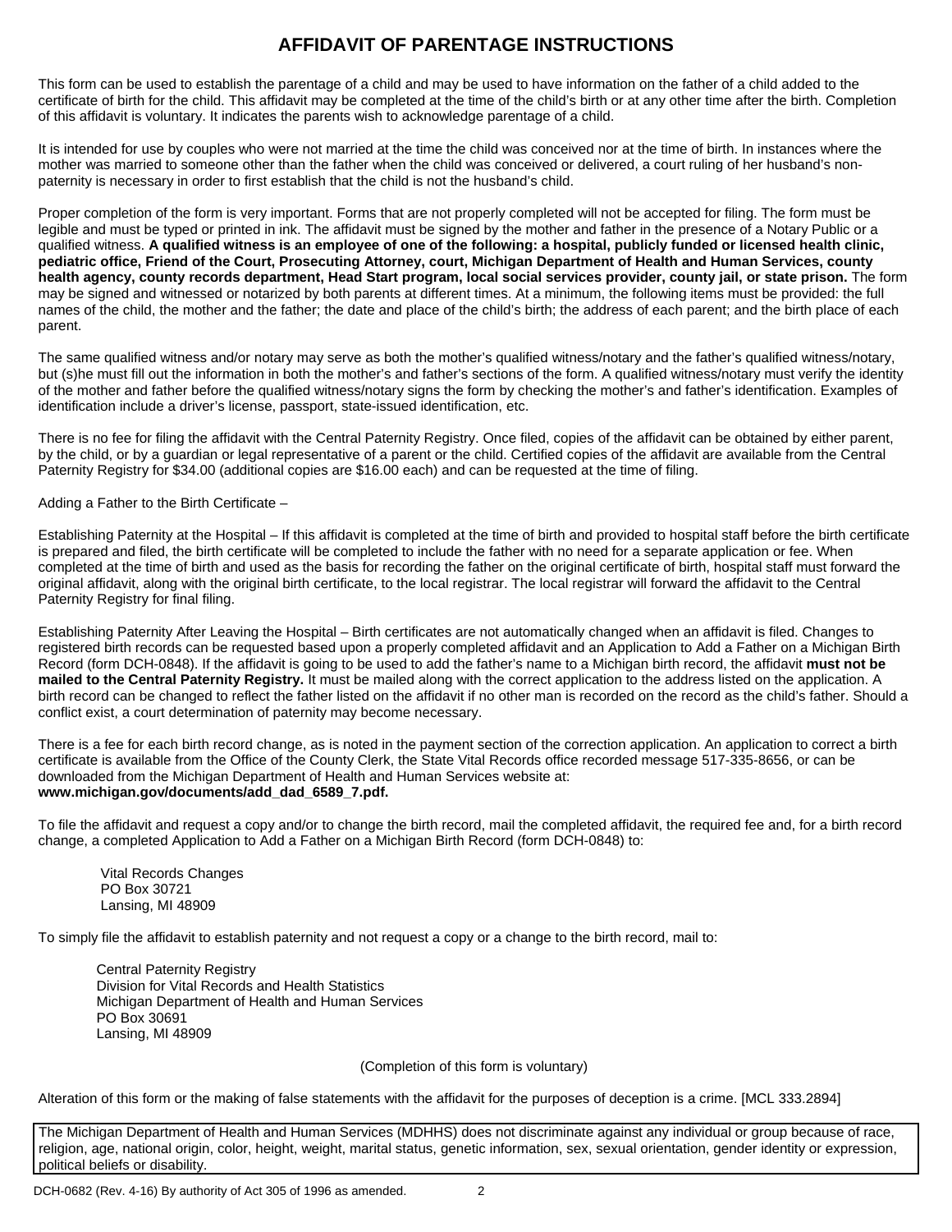# AFFIDAVIT OF PARENTAGE INSTRUCTIONS

This form can be used to establish the parentage of a child and may be used to have information on the father of a child added to the certificate of birth for the child. This affidavit may be completed at the time of the child's birth or at any other time after the birth. Completion of this affidavit is voluntary. It indicates the parents wish to acknowledge parentage of a child.

It is intended for use by couples who were not married at the time the child was conceived nor at the time of birth. In instances where the mother was married to someone other than the father when the child was conceived or delivered, a court ruling of her husband's non-paternity is necessary in order to first establish that the child is not the husband's child.

Proper completion of the form is very important. Forms that are not properly completed will not be accepted for filing. The form must be legible and must be typed or printed in ink. The affidavit must be signed by the mother and father in the presence of a Notary Public or a qualified witness. **A qualified witness is an employee of one of the following: a hospital, publicly funded or licensed health clinic, pediatric office, Friend of the Court, Prosecuting Attorney, court, Michigan Department of Health and Human Services, county health agency, county records department, Head Start program, local social services provider, county jail, or state prison.** The form may be signed and witnessed or notarized by both parents at different times. At a minimum, the following items must be provided: the full names of the child, the mother and the father; the date and place of the child's birth; the address of each parent; and the birth place of each parent.

The same qualified witness and/or notary may serve as both the mother's qualified witness/notary and the father's qualified witness/notary, but (s)he must fill out the information in both the mother's and father's sections of the form. A qualified witness/notary must verify the identity of the mother and father before the qualified witness/notary signs the form by checking the mother's and father's identification. Examples of identification include a driver's license, passport, state-issued identification, etc.

There is no fee for filing the affidavit with the Central Paternity Registry. Once filed, copies of the affidavit can be obtained by either parent, by the child, or by a guardian or legal representative of a parent or the child. Certified copies of the affidavit are available from the Central Paternity Registry for $34.00 (additional copies are $16.00 each) and can be requested at the time of filing.

Adding a Father to the Birth Certificate –

Establishing Paternity at the Hospital – If this affidavit is completed at the time of birth and provided to hospital staff before the birth certificate is prepared and filed, the birth certificate will be completed to include the father with no need for a separate application or fee. When completed at the time of birth and used as the basis for recording the father on the original certificate of birth, hospital staff must forward the original affidavit, along with the original birth certificate, to the local registrar. The local registrar will forward the affidavit to the Central Paternity Registry for final filing.

Establishing Paternity After Leaving the Hospital – Birth certificates are not automatically changed when an affidavit is filed. Changes to registered birth records can be requested based upon a properly completed affidavit and an Application to Add a Father on a Michigan Birth Record (form DCH-0848). If the affidavit is going to be used to add the father's name to a Michigan birth record, the affidavit **must not be mailed to the Central Paternity Registry.** It must be mailed along with the correct application to the address listed on the application. A birth record can be changed to reflect the father listed on the affidavit if no other man is recorded on the record as the child's father. Should a conflict exist, a court determination of paternity may become necessary.

There is a fee for each birth record change, as is noted in the payment section of the correction application. An application to correct a birth certificate is available from the Office of the County Clerk, the State Vital Records office recorded message 517-335-8656, or can be downloaded from the Michigan Department of Health and Human Services website at: **www.michigan.gov/documents/add_dad_6589_7.pdf.**

To file the affidavit and request a copy and/or to change the birth record, mail the completed affidavit, the required fee and, for a birth record change, a completed Application to Add a Father on a Michigan Birth Record (form DCH-0848) to:

Vital Records Changes
PO Box 30721
Lansing, MI 48909

To simply file the affidavit to establish paternity and not request a copy or a change to the birth record, mail to:

Central Paternity Registry
Division for Vital Records and Health Statistics
Michigan Department of Health and Human Services
PO Box 30691
Lansing, MI 48909

(Completion of this form is voluntary)

Alteration of this form or the making of false statements with the affidavit for the purposes of deception is a crime. [MCL 333.2894]

The Michigan Department of Health and Human Services (MDHHS) does not discriminate against any individual or group because of race, religion, age, national origin, color, height, weight, marital status, genetic information, sex, sexual orientation, gender identity or expression, political beliefs or disability.

DCH-0682 (Rev. 4-16) By authority of Act 305 of 1996 as amended.